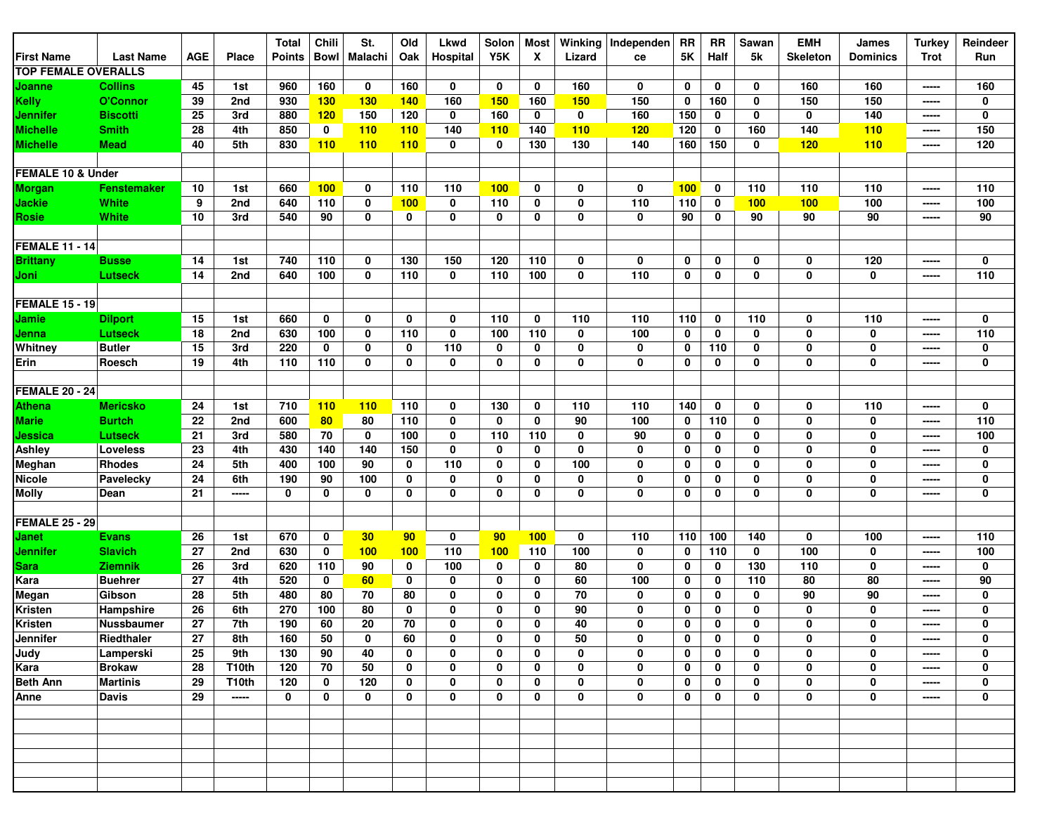| First Name | Last Name | AGE | Place | Total Points | Chili Bowl | St. Malachi | Old Oak | Lkwd Hospital | Solon Y5K | Most X | Winking Lizard | Independence | RR 5K | RR Half | Sawan 5k | EMH Skeleton | James Dominics | Turkey Trot | Reindeer Run |
|---|---|---|---|---|---|---|---|---|---|---|---|---|---|---|---|---|---|---|---|
| **TOP FEMALE OVERALLS** | | | | | | | | | | | | | | | | | | | |
| Joanne | Collins | 45 | 1st | 960 | 160 | 0 | 160 | 0 | 0 | 0 | 160 | 0 | 0 | 0 | 0 | 160 | 160 | ----- | 160 |
| Kelly | O'Connor | 39 | 2nd | 930 | 130 | 130 | 140 | 160 | 150 | 160 | 150 | 150 | 0 | 160 | 0 | 150 | 150 | ----- | 0 |
| Jennifer | Biscotti | 25 | 3rd | 880 | 120 | 150 | 120 | 0 | 160 | 0 | 0 | 160 | 150 | 0 | 0 | 0 | 140 | ----- | 0 |
| Michelle | Smith | 28 | 4th | 850 | 0 | 110 | 110 | 140 | 110 | 140 | 110 | 120 | 120 | 0 | 160 | 140 | 110 | ----- | 150 |
| Michelle | Mead | 40 | 5th | 830 | 110 | 110 | 110 | 0 | 0 | 130 | 130 | 140 | 160 | 150 | 0 | 120 | 110 | ----- | 120 |
| | | | | | | | | | | | | | | | | | | | |
| **FEMALE 10 & Under** | | | | | | | | | | | | | | | | | | | |
| Morgan | Fenstemaker | 10 | 1st | 660 | 100 | 0 | 110 | 110 | 100 | 0 | 0 | 0 | 100 | 0 | 110 | 110 | 110 | ----- | 110 |
| Jackie | White | 9 | 2nd | 640 | 110 | 0 | 100 | 0 | 110 | 0 | 0 | 110 | 110 | 0 | 100 | 100 | 100 | ----- | 100 |
| Rosie | White | 10 | 3rd | 540 | 90 | 0 | 0 | 0 | 0 | 0 | 0 | 0 | 90 | 0 | 90 | 90 | 90 | ----- | 90 |
| | | | | | | | | | | | | | | | | | | | |
| **FEMALE 11 - 14** | | | | | | | | | | | | | | | | | | | |
| Brittany | Busse | 14 | 1st | 740 | 110 | 0 | 130 | 150 | 120 | 110 | 0 | 0 | 0 | 0 | 0 | 0 | 120 | ----- | 0 |
| Joni | Lutseck | 14 | 2nd | 640 | 100 | 0 | 110 | 0 | 110 | 100 | 0 | 110 | 0 | 0 | 0 | 0 | 0 | ----- | 110 |
| | | | | | | | | | | | | | | | | | | | |
| **FEMALE 15 - 19** | | | | | | | | | | | | | | | | | | | |
| Jamie | Dilport | 15 | 1st | 660 | 0 | 0 | 0 | 0 | 110 | 0 | 110 | 110 | 110 | 0 | 110 | 0 | 110 | ----- | 0 |
| Jenna | Lutseck | 18 | 2nd | 630 | 100 | 0 | 110 | 0 | 100 | 110 | 0 | 100 | 0 | 0 | 0 | 0 | 0 | ----- | 110 |
| Whitney | Butler | 15 | 3rd | 220 | 0 | 0 | 0 | 110 | 0 | 0 | 0 | 0 | 0 | 110 | 0 | 0 | 0 | ----- | 0 |
| Erin | Roesch | 19 | 4th | 110 | 110 | 0 | 0 | 0 | 0 | 0 | 0 | 0 | 0 | 0 | 0 | 0 | 0 | ----- | 0 |
| | | | | | | | | | | | | | | | | | | | |
| **FEMALE 20 - 24** | | | | | | | | | | | | | | | | | | | |
| Athena | Mericsko | 24 | 1st | 710 | 110 | 110 | 110 | 0 | 130 | 0 | 110 | 110 | 140 | 0 | 0 | 0 | 110 | ----- | 0 |
| Marie | Burtch | 22 | 2nd | 600 | 80 | 80 | 110 | 0 | 0 | 0 | 90 | 100 | 0 | 110 | 0 | 0 | 0 | ----- | 110 |
| Jessica | Lutseck | 21 | 3rd | 580 | 70 | 0 | 100 | 0 | 110 | 110 | 0 | 90 | 0 | 0 | 0 | 0 | 0 | ----- | 100 |
| Ashley | Loveless | 23 | 4th | 430 | 140 | 140 | 150 | 0 | 0 | 0 | 0 | 0 | 0 | 0 | 0 | 0 | 0 | ----- | 0 |
| Meghan | Rhodes | 24 | 5th | 400 | 100 | 90 | 0 | 110 | 0 | 0 | 100 | 0 | 0 | 0 | 0 | 0 | 0 | ----- | 0 |
| Nicole | Pavelecky | 24 | 6th | 190 | 90 | 100 | 0 | 0 | 0 | 0 | 0 | 0 | 0 | 0 | 0 | 0 | 0 | ----- | 0 |
| Molly | Dean | 21 | ----- | 0 | 0 | 0 | 0 | 0 | 0 | 0 | 0 | 0 | 0 | 0 | 0 | 0 | 0 | ----- | 0 |
| | | | | | | | | | | | | | | | | | | | |
| **FEMALE 25 - 29** | | | | | | | | | | | | | | | | | | | |
| Janet | Evans | 26 | 1st | 670 | 0 | 30 | 90 | 0 | 90 | 100 | 0 | 110 | 110 | 100 | 140 | 0 | 100 | ----- | 110 |
| Jennifer | Slavich | 27 | 2nd | 630 | 0 | 100 | 100 | 110 | 100 | 110 | 100 | 0 | 0 | 110 | 0 | 100 | 0 | ----- | 100 |
| Sara | Ziemnik | 26 | 3rd | 620 | 110 | 90 | 0 | 100 | 0 | 0 | 80 | 0 | 0 | 0 | 130 | 110 | 0 | ----- | 0 |
| Kara | Buehrer | 27 | 4th | 520 | 0 | 60 | 0 | 0 | 0 | 0 | 60 | 100 | 0 | 0 | 110 | 80 | 80 | ----- | 90 |
| Megan | Gibson | 28 | 5th | 480 | 80 | 70 | 80 | 0 | 0 | 0 | 70 | 0 | 0 | 0 | 0 | 90 | 90 | ----- | 0 |
| Kristen | Hampshire | 26 | 6th | 270 | 100 | 80 | 0 | 0 | 0 | 0 | 90 | 0 | 0 | 0 | 0 | 0 | 0 | ----- | 0 |
| Kristen | Nussbaumer | 27 | 7th | 190 | 60 | 20 | 70 | 0 | 0 | 0 | 40 | 0 | 0 | 0 | 0 | 0 | 0 | ----- | 0 |
| Jennifer | Riedthaler | 27 | 8th | 160 | 50 | 0 | 60 | 0 | 0 | 0 | 50 | 0 | 0 | 0 | 0 | 0 | 0 | ----- | 0 |
| Judy | Lamperski | 25 | 9th | 130 | 90 | 40 | 0 | 0 | 0 | 0 | 0 | 0 | 0 | 0 | 0 | 0 | 0 | ----- | 0 |
| Kara | Brokaw | 28 | T10th | 120 | 70 | 50 | 0 | 0 | 0 | 0 | 0 | 0 | 0 | 0 | 0 | 0 | 0 | ----- | 0 |
| Beth Ann | Martinis | 29 | T10th | 120 | 0 | 120 | 0 | 0 | 0 | 0 | 0 | 0 | 0 | 0 | 0 | 0 | 0 | ----- | 0 |
| Anne | Davis | 29 | ----- | 0 | 0 | 0 | 0 | 0 | 0 | 0 | 0 | 0 | 0 | 0 | 0 | 0 | 0 | ----- | 0 |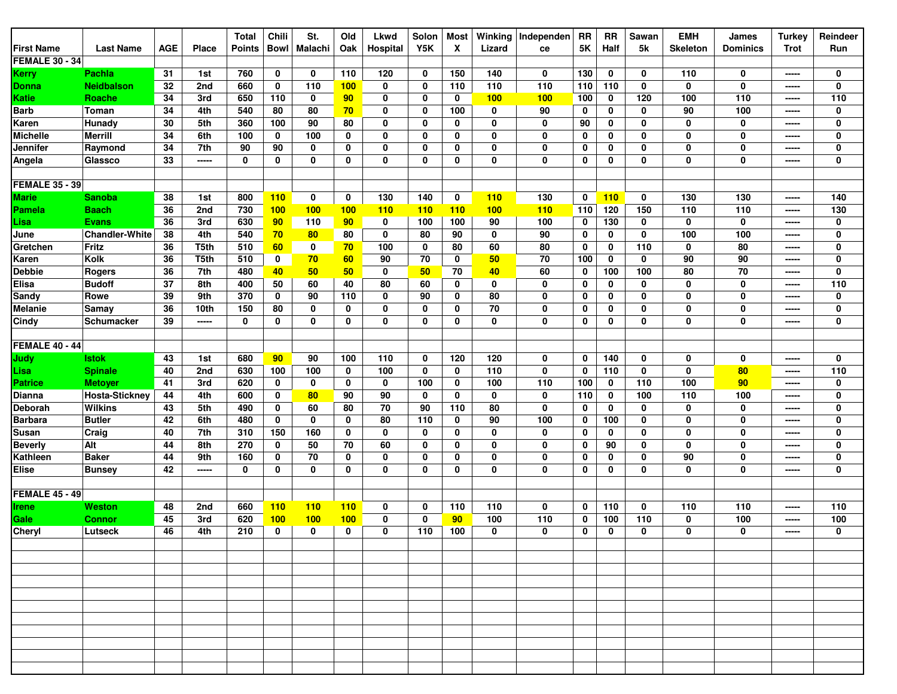| First Name | Last Name | AGE | Place | Total Points | Chili Bowl | St. Malachi | Old Oak | Lkwd Hospital | Solon Y5K | Most X | Winking Lizard | Independence | RR 5K | RR Half | Sawan 5k | EMH Skeleton | James Dominics | Turkey Trot | Reindeer Run |
|---|---|---|---|---|---|---|---|---|---|---|---|---|---|---|---|---|---|---|---|
| **FEMALE 30 - 34** | | | | | | | | | | | | | | | | | | | |
| Kerry | Pachla | 31 | 1st | 760 | 0 | 0 | 110 | 120 | 0 | 150 | 140 | 0 | 130 | 0 | 0 | 110 | 0 | ----- | 0 |
| Donna | Neidbalson | 32 | 2nd | 660 | 0 | 110 | 100 | 0 | 0 | 110 | 110 | 110 | 110 | 110 | 0 | 0 | 0 | ----- | 0 |
| Katie | Roache | 34 | 3rd | 650 | 110 | 0 | 90 | 0 | 0 | 0 | 100 | 100 | 100 | 0 | 120 | 100 | 110 | ----- | 110 |
| Barb | Toman | 34 | 4th | 540 | 80 | 80 | 70 | 0 | 0 | 100 | 0 | 90 | 0 | 0 | 0 | 90 | 100 | ----- | 0 |
| Karen | Hunady | 30 | 5th | 360 | 100 | 90 | 80 | 0 | 0 | 0 | 0 | 0 | 90 | 0 | 0 | 0 | 0 | ----- | 0 |
| Michelle | Merrill | 34 | 6th | 100 | 0 | 100 | 0 | 0 | 0 | 0 | 0 | 0 | 0 | 0 | 0 | 0 | 0 | ----- | 0 |
| Jennifer | Raymond | 34 | 7th | 90 | 90 | 0 | 0 | 0 | 0 | 0 | 0 | 0 | 0 | 0 | 0 | 0 | 0 | ----- | 0 |
| Angela | Glassco | 33 | ----- | 0 | 0 | 0 | 0 | 0 | 0 | 0 | 0 | 0 | 0 | 0 | 0 | 0 | 0 | ----- | 0 |
| | | | | | | | | | | | | | | | | | | | |
| **FEMALE 35 - 39** | | | | | | | | | | | | | | | | | | | |
| Marie | Sanoba | 38 | 1st | 800 | 110 | 0 | 0 | 130 | 140 | 0 | 110 | 130 | 0 | 110 | 0 | 130 | 130 | ----- | 140 |
| Pamela | Baach | 36 | 2nd | 730 | 100 | 100 | 100 | 110 | 110 | 110 | 100 | 110 | 110 | 120 | 150 | 110 | 110 | ----- | 130 |
| Lisa | Evans | 36 | 3rd | 630 | 90 | 110 | 90 | 0 | 100 | 100 | 90 | 100 | 0 | 130 | 0 | 0 | 0 | ----- | 0 |
| June | Chandler-White | 38 | 4th | 540 | 70 | 80 | 80 | 0 | 80 | 90 | 0 | 90 | 0 | 0 | 0 | 100 | 100 | ----- | 0 |
| Gretchen | Fritz | 36 | T5th | 510 | 60 | 0 | 70 | 100 | 0 | 80 | 60 | 80 | 0 | 0 | 110 | 0 | 80 | ----- | 0 |
| Karen | Kolk | 36 | T5th | 510 | 0 | 70 | 60 | 90 | 70 | 0 | 50 | 70 | 100 | 0 | 0 | 90 | 90 | ----- | 0 |
| Debbie | Rogers | 36 | 7th | 480 | 40 | 50 | 50 | 0 | 50 | 70 | 40 | 60 | 0 | 100 | 100 | 80 | 70 | ----- | 0 |
| Elisa | Budoff | 37 | 8th | 400 | 50 | 60 | 40 | 80 | 60 | 0 | 0 | 0 | 0 | 0 | 0 | 0 | 0 | ----- | 110 |
| Sandy | Rowe | 39 | 9th | 370 | 0 | 90 | 110 | 0 | 90 | 0 | 80 | 0 | 0 | 0 | 0 | 0 | 0 | ----- | 0 |
| Melanie | Samay | 36 | 10th | 150 | 80 | 0 | 0 | 0 | 0 | 0 | 70 | 0 | 0 | 0 | 0 | 0 | 0 | ----- | 0 |
| Cindy | Schumacker | 39 | ----- | 0 | 0 | 0 | 0 | 0 | 0 | 0 | 0 | 0 | 0 | 0 | 0 | 0 | 0 | ----- | 0 |
| | | | | | | | | | | | | | | | | | | | |
| **FEMALE 40 - 44** | | | | | | | | | | | | | | | | | | | |
| Judy | Istok | 43 | 1st | 680 | 90 | 90 | 100 | 110 | 0 | 120 | 120 | 0 | 0 | 140 | 0 | 0 | 0 | ----- | 0 |
| Lisa | Spinale | 40 | 2nd | 630 | 100 | 100 | 0 | 100 | 0 | 0 | 110 | 0 | 0 | 110 | 0 | 0 | 80 | ----- | 110 |
| Patrice | Metoyer | 41 | 3rd | 620 | 0 | 0 | 0 | 0 | 100 | 0 | 100 | 110 | 100 | 0 | 110 | 100 | 90 | ----- | 0 |
| Dianna | Hosta-Stickney | 44 | 4th | 600 | 0 | 80 | 90 | 90 | 0 | 0 | 0 | 0 | 110 | 0 | 100 | 110 | 100 | ----- | 0 |
| Deborah | Wilkins | 43 | 5th | 490 | 0 | 60 | 80 | 70 | 90 | 110 | 80 | 0 | 0 | 0 | 0 | 0 | 0 | ----- | 0 |
| Barbara | Butler | 42 | 6th | 480 | 0 | 0 | 0 | 80 | 110 | 0 | 90 | 100 | 0 | 100 | 0 | 0 | 0 | ----- | 0 |
| Susan | Craig | 40 | 7th | 310 | 150 | 160 | 0 | 0 | 0 | 0 | 0 | 0 | 0 | 0 | 0 | 0 | 0 | ----- | 0 |
| Beverly | Alt | 44 | 8th | 270 | 0 | 50 | 70 | 60 | 0 | 0 | 0 | 0 | 0 | 90 | 0 | 0 | 0 | ----- | 0 |
| Kathleen | Baker | 44 | 9th | 160 | 0 | 70 | 0 | 0 | 0 | 0 | 0 | 0 | 0 | 0 | 0 | 90 | 0 | ----- | 0 |
| Elise | Bunsey | 42 | ----- | 0 | 0 | 0 | 0 | 0 | 0 | 0 | 0 | 0 | 0 | 0 | 0 | 0 | 0 | ----- | 0 |
| | | | | | | | | | | | | | | | | | | | |
| **FEMALE 45 - 49** | | | | | | | | | | | | | | | | | | | |
| Irene | Weston | 48 | 2nd | 660 | 110 | 110 | 110 | 0 | 0 | 110 | 110 | 0 | 0 | 110 | 0 | 110 | 110 | ----- | 110 |
| Gale | Connor | 45 | 3rd | 620 | 100 | 100 | 100 | 0 | 0 | 90 | 100 | 110 | 0 | 100 | 110 | 0 | 100 | ----- | 100 |
| Cheryl | Lutseck | 46 | 4th | 210 | 0 | 0 | 0 | 0 | 110 | 100 | 0 | 0 | 0 | 0 | 0 | 0 | 0 | ----- | 0 |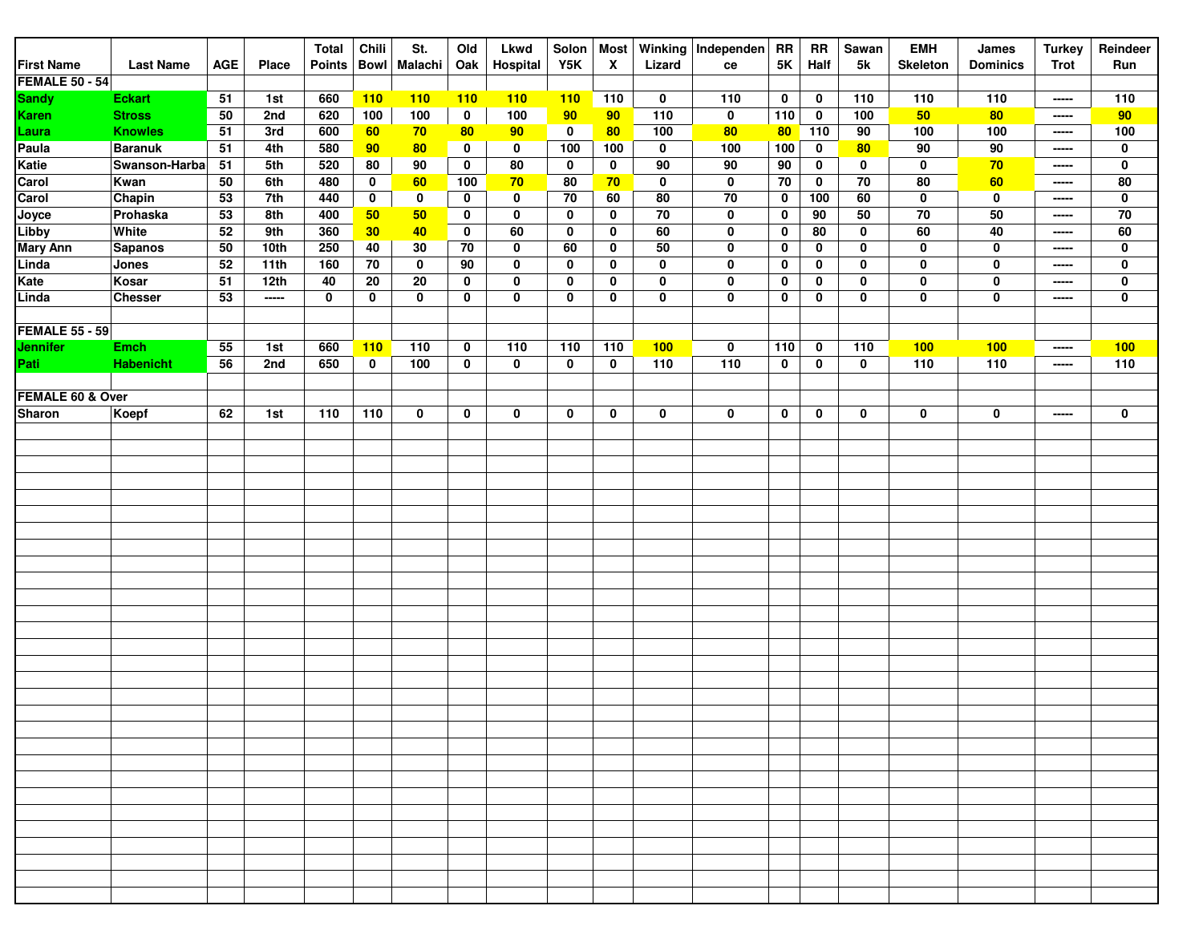| First Name | Last Name | AGE | Place | Total Points | Chili Bowl | St. Malachi | Old Oak | Lkwd Hospital | Solon Y5K | Most X | Winking Lizard | Independence | RR 5K | RR Half | Sawan 5k | EMH Skeleton | James Dominics | Turkey Trot | Reindeer Run |
|---|---|---|---|---|---|---|---|---|---|---|---|---|---|---|---|---|---|---|---|
| **FEMALE 50 - 54** | | | | | | | | | | | | | | | | | | | |
| Sandy | Eckart | 51 | 1st | 660 | 110 | 110 | 110 | 110 | 110 | 110 | 0 | 110 | 0 | 0 | 110 | 110 | 110 | ----- | 110 |
| Karen | Stross | 50 | 2nd | 620 | 100 | 100 | 0 | 100 | 90 | 90 | 110 | 0 | 110 | 0 | 100 | 50 | 80 | ----- | 90 |
| Laura | Knowles | 51 | 3rd | 600 | 60 | 70 | 80 | 90 | 0 | 80 | 100 | 80 | 80 | 110 | 90 | 100 | 100 | ----- | 100 |
| Paula | Baranuk | 51 | 4th | 580 | 90 | 80 | 0 | 0 | 100 | 100 | 0 | 100 | 100 | 0 | 80 | 90 | 90 | ----- | 0 |
| Katie | Swanson-Harba | 51 | 5th | 520 | 80 | 90 | 0 | 80 | 0 | 0 | 90 | 90 | 90 | 0 | 0 | 0 | 70 | ----- | 0 |
| Carol | Kwan | 50 | 6th | 480 | 0 | 60 | 100 | 70 | 80 | 70 | 0 | 0 | 70 | 0 | 70 | 80 | 60 | ----- | 80 |
| Carol | Chapin | 53 | 7th | 440 | 0 | 0 | 0 | 0 | 70 | 60 | 80 | 70 | 0 | 100 | 60 | 0 | 0 | ----- | 0 |
| Joyce | Prohaska | 53 | 8th | 400 | 50 | 50 | 0 | 0 | 0 | 0 | 70 | 0 | 0 | 90 | 50 | 70 | 50 | ----- | 70 |
| Libby | White | 52 | 9th | 360 | 30 | 40 | 0 | 60 | 0 | 0 | 60 | 0 | 0 | 80 | 0 | 60 | 40 | ----- | 60 |
| Mary Ann | Sapanos | 50 | 10th | 250 | 40 | 30 | 70 | 0 | 60 | 0 | 50 | 0 | 0 | 0 | 0 | 0 | 0 | ----- | 0 |
| Linda | Jones | 52 | 11th | 160 | 70 | 0 | 90 | 0 | 0 | 0 | 0 | 0 | 0 | 0 | 0 | 0 | 0 | ----- | 0 |
| Kate | Kosar | 51 | 12th | 40 | 20 | 20 | 0 | 0 | 0 | 0 | 0 | 0 | 0 | 0 | 0 | 0 | 0 | ----- | 0 |
| Linda | Chesser | 53 | ----- | 0 | 0 | 0 | 0 | 0 | 0 | 0 | 0 | 0 | 0 | 0 | 0 | 0 | 0 | ----- | 0 |
| **FEMALE 55 - 59** | | | | | | | | | | | | | | | | | | | |
| Jennifer | Emch | 55 | 1st | 660 | 110 | 110 | 0 | 110 | 110 | 110 | 100 | 0 | 110 | 0 | 110 | 100 | 100 | ----- | 100 |
| Pati | Habenicht | 56 | 2nd | 650 | 0 | 100 | 0 | 0 | 0 | 0 | 110 | 110 | 0 | 0 | 0 | 110 | 110 | ----- | 110 |
| **FEMALE 60 & Over** | | | | | | | | | | | | | | | | | | | |
| Sharon | Koepf | 62 | 1st | 110 | 110 | 0 | 0 | 0 | 0 | 0 | 0 | 0 | 0 | 0 | 0 | 0 | 0 | ----- | 0 |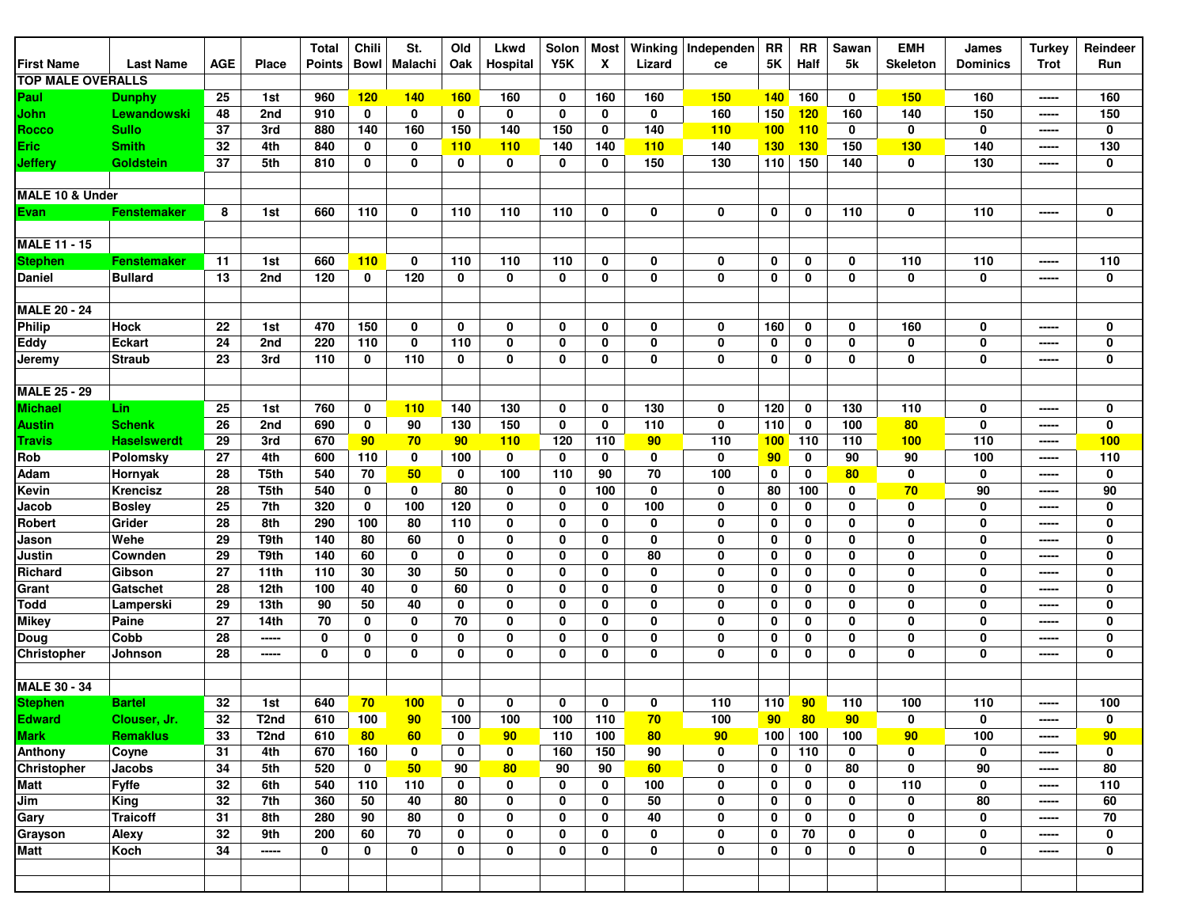| First Name | Last Name | AGE | Place | Total Points | Chili Bowl | St. Malachi | Old Oak | Lkwd Hospital | Solon Y5K | Most X | Winking Lizard | Independence | RR 5K | RR Half | Sawan 5k | EMH Skeleton | James Dominics | Turkey Trot | Reindeer Run |
|---|---|---|---|---|---|---|---|---|---|---|---|---|---|---|---|---|---|---|---|
| TOP MALE OVERALLS | | | | | | | | | | | | | | | | | | | |
| Paul | Dunphy | 25 | 1st | 960 | 120 | 140 | 160 | 160 | 0 | 160 | 160 | 150 | 140 | 160 | 0 | 150 | 160 | ----- | 160 |
| John | Lewandowski | 48 | 2nd | 910 | 0 | 0 | 0 | 0 | 0 | 0 | 0 | 160 | 150 | 120 | 160 | 140 | 150 | ----- | 150 |
| Rocco | Sullo | 37 | 3rd | 880 | 140 | 160 | 150 | 140 | 150 | 0 | 140 | 110 | 100 | 110 | 0 | 0 | 0 | ----- | 0 |
| Eric | Smith | 32 | 4th | 840 | 0 | 0 | 110 | 110 | 140 | 140 | 110 | 140 | 130 | 130 | 150 | 130 | 140 | ----- | 130 |
| Jeffery | Goldstein | 37 | 5th | 810 | 0 | 0 | 0 | 0 | 0 | 0 | 150 | 130 | 110 | 150 | 140 | 0 | 130 | ----- | 0 |
| | | | | | | | | | | | | | | | | | | | |
| MALE 10 & Under | | | | | | | | | | | | | | | | | | | |
| Evan | Fenstemaker | 8 | 1st | 660 | 110 | 0 | 110 | 110 | 110 | 0 | 0 | 0 | 0 | 0 | 110 | 0 | 110 | ----- | 0 |
| | | | | | | | | | | | | | | | | | | | |
| MALE 11 - 15 | | | | | | | | | | | | | | | | | | | |
| Stephen | Fenstemaker | 11 | 1st | 660 | 110 | 0 | 110 | 110 | 110 | 0 | 0 | 0 | 0 | 0 | 0 | 110 | 110 | ----- | 110 |
| Daniel | Bullard | 13 | 2nd | 120 | 0 | 120 | 0 | 0 | 0 | 0 | 0 | 0 | 0 | 0 | 0 | 0 | 0 | ----- | 0 |
| | | | | | | | | | | | | | | | | | | | |
| MALE 20 - 24 | | | | | | | | | | | | | | | | | | | |
| Philip | Hock | 22 | 1st | 470 | 150 | 0 | 0 | 0 | 0 | 0 | 0 | 0 | 160 | 0 | 0 | 160 | 0 | ----- | 0 |
| Eddy | Eckart | 24 | 2nd | 220 | 110 | 0 | 110 | 0 | 0 | 0 | 0 | 0 | 0 | 0 | 0 | 0 | 0 | ----- | 0 |
| Jeremy | Straub | 23 | 3rd | 110 | 0 | 110 | 0 | 0 | 0 | 0 | 0 | 0 | 0 | 0 | 0 | 0 | 0 | ----- | 0 |
| | | | | | | | | | | | | | | | | | | | |
| MALE 25 - 29 | | | | | | | | | | | | | | | | | | | |
| Michael | Lin | 25 | 1st | 760 | 0 | 110 | 140 | 130 | 0 | 0 | 130 | 0 | 120 | 0 | 130 | 110 | 0 | ----- | 0 |
| Austin | Schenk | 26 | 2nd | 690 | 0 | 90 | 130 | 150 | 0 | 0 | 110 | 0 | 110 | 0 | 100 | 80 | 0 | ----- | 0 |
| Travis | Haselswerdt | 29 | 3rd | 670 | 90 | 70 | 90 | 110 | 120 | 110 | 90 | 110 | 100 | 110 | 110 | 100 | 110 | ----- | 100 |
| Rob | Polomsky | 27 | 4th | 600 | 110 | 0 | 100 | 0 | 0 | 0 | 0 | 0 | 90 | 0 | 90 | 90 | 100 | ----- | 110 |
| Adam | Hornyak | 28 | T5th | 540 | 70 | 50 | 0 | 100 | 110 | 90 | 70 | 100 | 0 | 0 | 80 | 0 | 0 | ----- | 0 |
| Kevin | Krencisz | 28 | T5th | 540 | 0 | 0 | 80 | 0 | 0 | 100 | 0 | 0 | 80 | 100 | 0 | 70 | 90 | ----- | 90 |
| Jacob | Bosley | 25 | 7th | 320 | 0 | 100 | 120 | 0 | 0 | 0 | 100 | 0 | 0 | 0 | 0 | 0 | 0 | ----- | 0 |
| Robert | Grider | 28 | 8th | 290 | 100 | 80 | 110 | 0 | 0 | 0 | 0 | 0 | 0 | 0 | 0 | 0 | 0 | ----- | 0 |
| Jason | Wehe | 29 | T9th | 140 | 80 | 60 | 0 | 0 | 0 | 0 | 0 | 0 | 0 | 0 | 0 | 0 | 0 | ----- | 0 |
| Justin | Cownden | 29 | T9th | 140 | 60 | 0 | 0 | 0 | 0 | 0 | 80 | 0 | 0 | 0 | 0 | 0 | 0 | ----- | 0 |
| Richard | Gibson | 27 | 11th | 110 | 30 | 30 | 50 | 0 | 0 | 0 | 0 | 0 | 0 | 0 | 0 | 0 | 0 | ----- | 0 |
| Grant | Gatschet | 28 | 12th | 100 | 40 | 0 | 60 | 0 | 0 | 0 | 0 | 0 | 0 | 0 | 0 | 0 | 0 | ----- | 0 |
| Todd | Lamperski | 29 | 13th | 90 | 50 | 40 | 0 | 0 | 0 | 0 | 0 | 0 | 0 | 0 | 0 | 0 | 0 | ----- | 0 |
| Mikey | Paine | 27 | 14th | 70 | 0 | 0 | 70 | 0 | 0 | 0 | 0 | 0 | 0 | 0 | 0 | 0 | 0 | ----- | 0 |
| Doug | Cobb | 28 | ----- | 0 | 0 | 0 | 0 | 0 | 0 | 0 | 0 | 0 | 0 | 0 | 0 | 0 | 0 | ----- | 0 |
| Christopher | Johnson | 28 | ----- | 0 | 0 | 0 | 0 | 0 | 0 | 0 | 0 | 0 | 0 | 0 | 0 | 0 | 0 | ----- | 0 |
| | | | | | | | | | | | | | | | | | | | |
| MALE 30 - 34 | | | | | | | | | | | | | | | | | | | |
| Stephen | Bartel | 32 | 1st | 640 | 70 | 100 | 0 | 0 | 0 | 0 | 0 | 110 | 110 | 90 | 110 | 100 | 110 | ----- | 100 |
| Edward | Clouser, Jr. | 32 | T2nd | 610 | 100 | 90 | 100 | 100 | 100 | 110 | 70 | 100 | 90 | 80 | 90 | 0 | 0 | ----- | 0 |
| Mark | Remaklus | 33 | T2nd | 610 | 80 | 60 | 0 | 90 | 110 | 100 | 80 | 90 | 100 | 100 | 100 | 90 | 100 | ----- | 90 |
| Anthony | Coyne | 31 | 4th | 670 | 160 | 0 | 0 | 0 | 160 | 150 | 90 | 0 | 0 | 110 | 0 | 0 | 0 | ----- | 0 |
| Christopher | Jacobs | 34 | 5th | 520 | 0 | 50 | 90 | 80 | 90 | 90 | 60 | 0 | 0 | 0 | 80 | 0 | 90 | ----- | 80 |
| Matt | Fyffe | 32 | 6th | 540 | 110 | 110 | 0 | 0 | 0 | 0 | 100 | 0 | 0 | 0 | 0 | 110 | 0 | ----- | 110 |
| Jim | King | 32 | 7th | 360 | 50 | 40 | 80 | 0 | 0 | 0 | 50 | 0 | 0 | 0 | 0 | 0 | 80 | ----- | 60 |
| Gary | Traicoff | 31 | 8th | 280 | 90 | 80 | 0 | 0 | 0 | 0 | 40 | 0 | 0 | 0 | 0 | 0 | 0 | ----- | 70 |
| Grayson | Alexy | 32 | 9th | 200 | 60 | 70 | 0 | 0 | 0 | 0 | 0 | 0 | 0 | 70 | 0 | 0 | 0 | ----- | 0 |
| Matt | Koch | 34 | ----- | 0 | 0 | 0 | 0 | 0 | 0 | 0 | 0 | 0 | 0 | 0 | 0 | 0 | 0 | ----- | 0 |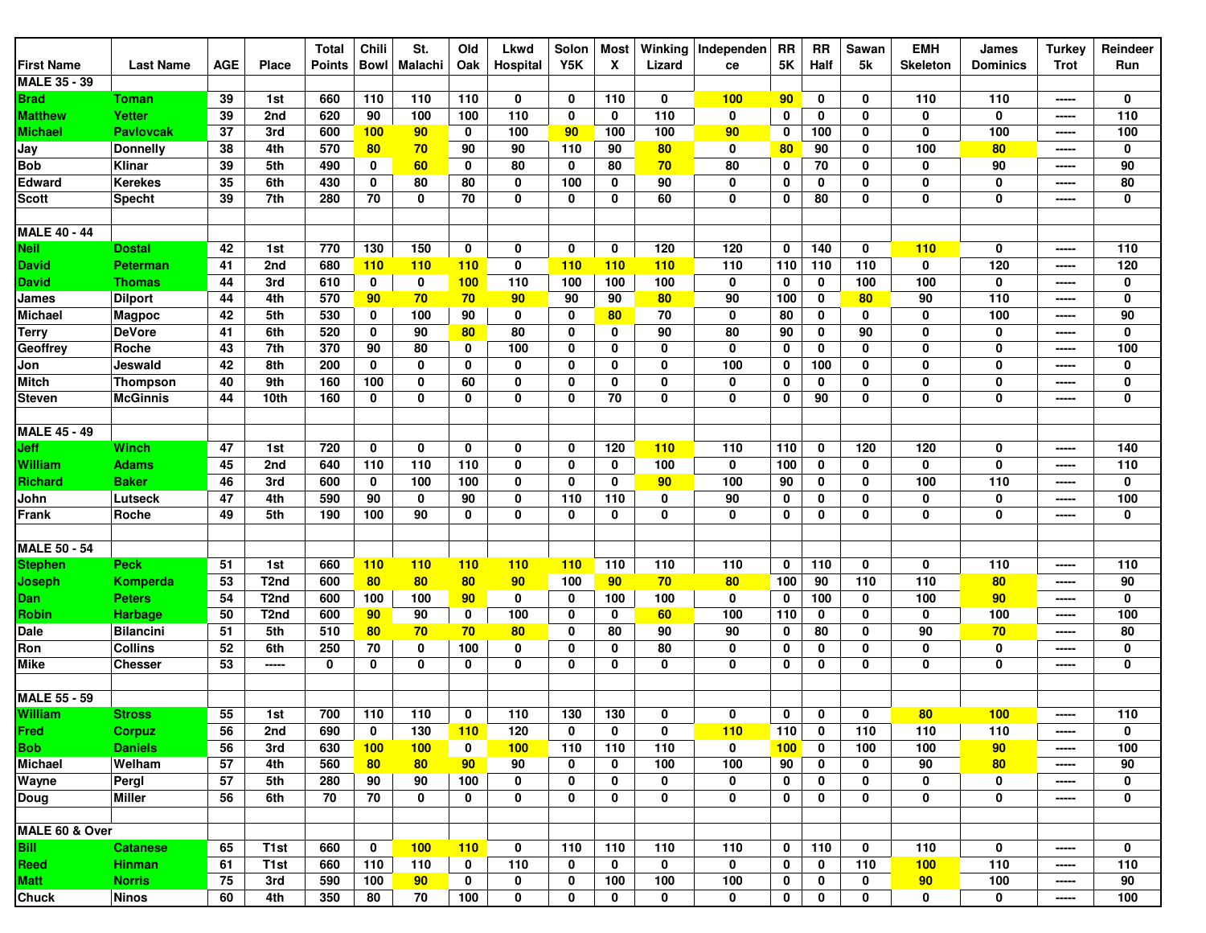| First Name | Last Name | AGE | Place | Total Points | Chili Bowl | St. Malachi | Old Oak | Lkwd Hospital | Solon Y5K | Most X | Winking Lizard | Independence | RR 5K | RR Half | Sawan 5k | EMH Skeleton | James Dominics | Turkey Trot | Reindeer Run |
|---|---|---|---|---|---|---|---|---|---|---|---|---|---|---|---|---|---|---|---|
| **MALE 35 - 39** | | | | | | | | | | | | | | | | | | | |
| Brad | Toman | 39 | 1st | 660 | 110 | 110 | 110 | 0 | 0 | 110 | 0 | 100 | 90 | 0 | 0 | 110 | 110 | ----- | 0 |
| Matthew | Yetter | 39 | 2nd | 620 | 90 | 100 | 100 | 110 | 0 | 0 | 110 | 0 | 0 | 0 | 0 | 0 | 0 | ----- | 110 |
| Michael | Pavlovcak | 37 | 3rd | 600 | 100 | 90 | 0 | 100 | 90 | 100 | 100 | 90 | 0 | 100 | 0 | 0 | 100 | ----- | 100 |
| Jay | Donnelly | 38 | 4th | 570 | 80 | 70 | 90 | 90 | 110 | 90 | 80 | 0 | 80 | 90 | 0 | 100 | 80 | ----- | 0 |
| Bob | Klinar | 39 | 5th | 490 | 0 | 60 | 0 | 80 | 0 | 80 | 70 | 80 | 0 | 70 | 0 | 0 | 90 | ----- | 90 |
| Edward | Kerekes | 35 | 6th | 430 | 0 | 80 | 80 | 0 | 100 | 0 | 90 | 0 | 0 | 0 | 0 | 0 | 0 | ----- | 80 |
| Scott | Specht | 39 | 7th | 280 | 70 | 0 | 70 | 0 | 0 | 0 | 60 | 0 | 0 | 80 | 0 | 0 | 0 | ----- | 0 |
| **MALE 40 - 44** | | | | | | | | | | | | | | | | | | | |
| Neil | Dostal | 42 | 1st | 770 | 130 | 150 | 0 | 0 | 0 | 0 | 120 | 120 | 0 | 140 | 0 | 110 | 0 | ----- | 110 |
| David | Peterman | 41 | 2nd | 680 | 110 | 110 | 110 | 0 | 110 | 110 | 110 | 110 | 110 | 110 | 110 | 0 | 120 | ----- | 120 |
| David | Thomas | 44 | 3rd | 610 | 0 | 0 | 100 | 110 | 100 | 100 | 100 | 0 | 0 | 0 | 100 | 100 | 0 | ----- | 0 |
| James | Dilport | 44 | 4th | 570 | 90 | 70 | 70 | 90 | 90 | 90 | 80 | 90 | 100 | 0 | 80 | 90 | 110 | ----- | 0 |
| Michael | Magpoc | 42 | 5th | 530 | 0 | 100 | 90 | 0 | 0 | 80 | 70 | 0 | 80 | 0 | 0 | 0 | 100 | ----- | 90 |
| Terry | DeVore | 41 | 6th | 520 | 0 | 90 | 80 | 80 | 0 | 0 | 90 | 80 | 90 | 0 | 90 | 0 | 0 | ----- | 0 |
| Geoffrey | Roche | 43 | 7th | 370 | 90 | 80 | 0 | 100 | 0 | 0 | 0 | 0 | 0 | 0 | 0 | 0 | 0 | ----- | 100 |
| Jon | Jeswald | 42 | 8th | 200 | 0 | 0 | 0 | 0 | 0 | 0 | 0 | 100 | 0 | 100 | 0 | 0 | 0 | ----- | 0 |
| Mitch | Thompson | 40 | 9th | 160 | 100 | 0 | 60 | 0 | 0 | 0 | 0 | 0 | 0 | 0 | 0 | 0 | 0 | ----- | 0 |
| Steven | McGinnis | 44 | 10th | 160 | 0 | 0 | 0 | 0 | 0 | 70 | 0 | 0 | 0 | 90 | 0 | 0 | 0 | ----- | 0 |
| **MALE 45 - 49** | | | | | | | | | | | | | | | | | | | |
| Jeff | Winch | 47 | 1st | 720 | 0 | 0 | 0 | 0 | 0 | 120 | 110 | 110 | 110 | 0 | 120 | 120 | 0 | ----- | 140 |
| William | Adams | 45 | 2nd | 640 | 110 | 110 | 110 | 0 | 0 | 0 | 100 | 0 | 100 | 0 | 0 | 0 | 0 | ----- | 110 |
| Richard | Baker | 46 | 3rd | 600 | 0 | 100 | 100 | 0 | 0 | 0 | 90 | 100 | 90 | 0 | 0 | 100 | 110 | ----- | 0 |
| John | Lutseck | 47 | 4th | 590 | 90 | 0 | 90 | 0 | 110 | 110 | 0 | 90 | 0 | 0 | 0 | 0 | 0 | ----- | 100 |
| Frank | Roche | 49 | 5th | 190 | 100 | 90 | 0 | 0 | 0 | 0 | 0 | 0 | 0 | 0 | 0 | 0 | 0 | ----- | 0 |
| **MALE 50 - 54** | | | | | | | | | | | | | | | | | | | |
| Stephen | Peck | 51 | 1st | 660 | 110 | 110 | 110 | 110 | 110 | 110 | 110 | 110 | 0 | 110 | 0 | 0 | 110 | ----- | 110 |
| Joseph | Komperda | 53 | T2nd | 600 | 80 | 80 | 80 | 90 | 100 | 90 | 70 | 80 | 100 | 90 | 110 | 110 | 80 | ----- | 90 |
| Dan | Peters | 54 | T2nd | 600 | 100 | 100 | 90 | 0 | 0 | 100 | 100 | 0 | 0 | 100 | 0 | 100 | 90 | ----- | 0 |
| Robin | Harbage | 50 | T2nd | 600 | 90 | 90 | 0 | 100 | 0 | 0 | 60 | 100 | 110 | 0 | 0 | 0 | 100 | ----- | 100 |
| Dale | Bilancini | 51 | 5th | 510 | 80 | 70 | 70 | 80 | 0 | 80 | 90 | 90 | 0 | 80 | 0 | 90 | 70 | ----- | 80 |
| Ron | Collins | 52 | 6th | 250 | 70 | 0 | 100 | 0 | 0 | 0 | 80 | 0 | 0 | 0 | 0 | 0 | 0 | ----- | 0 |
| Mike | Chesser | 53 | ----- | 0 | 0 | 0 | 0 | 0 | 0 | 0 | 0 | 0 | 0 | 0 | 0 | 0 | 0 | ----- | 0 |
| **MALE 55 - 59** | | | | | | | | | | | | | | | | | | | |
| William | Stross | 55 | 1st | 700 | 110 | 110 | 0 | 110 | 130 | 130 | 0 | 0 | 0 | 0 | 0 | 80 | 100 | ----- | 110 |
| Fred | Corpuz | 56 | 2nd | 690 | 0 | 130 | 110 | 120 | 0 | 0 | 0 | 110 | 110 | 0 | 110 | 110 | 110 | ----- | 0 |
| Bob | Daniels | 56 | 3rd | 630 | 100 | 100 | 0 | 100 | 110 | 110 | 110 | 0 | 100 | 0 | 100 | 100 | 90 | ----- | 100 |
| Michael | Welham | 57 | 4th | 560 | 80 | 80 | 90 | 90 | 0 | 0 | 100 | 100 | 90 | 0 | 0 | 90 | 80 | ----- | 90 |
| Wayne | Pergl | 57 | 5th | 280 | 90 | 90 | 100 | 0 | 0 | 0 | 0 | 0 | 0 | 0 | 0 | 0 | 0 | ----- | 0 |
| Doug | Miller | 56 | 6th | 70 | 70 | 0 | 0 | 0 | 0 | 0 | 0 | 0 | 0 | 0 | 0 | 0 | 0 | ----- | 0 |
| **MALE 60 & Over** | | | | | | | | | | | | | | | | | | | |
| Bill | Catanese | 65 | T1st | 660 | 0 | 100 | 110 | 0 | 110 | 110 | 110 | 110 | 0 | 110 | 0 | 110 | 0 | ----- | 0 |
| Reed | Hinman | 61 | T1st | 660 | 110 | 110 | 0 | 110 | 0 | 0 | 0 | 0 | 0 | 0 | 110 | 100 | 110 | ----- | 110 |
| Matt | Norris | 75 | 3rd | 590 | 100 | 90 | 0 | 0 | 0 | 100 | 100 | 100 | 0 | 0 | 0 | 90 | 100 | ----- | 90 |
| Chuck | Ninos | 60 | 4th | 350 | 80 | 70 | 100 | 0 | 0 | 0 | 0 | 0 | 0 | 0 | 0 | 0 | 0 | ----- | 100 |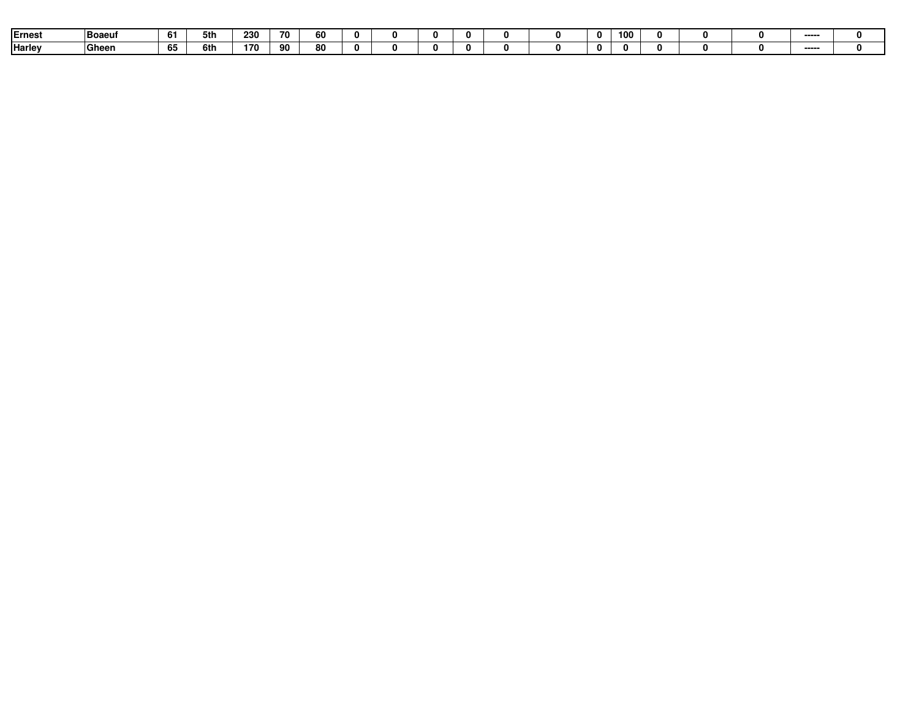| | | | | | | | | | | | | | | | | | | | |
|---|---|---|---|---|---|---|---|---|---|---|---|---|---|---|---|---|---|---|---|
| Ernest | Boaeuf | 61 | 5th | 230 | 70 | 60 | 0 | 0 | 0 | 0 | 0 | 0 | 0 | 100 | 0 | 0 | 0 | ----- | 0 |
| Harley | Gheen | 65 | 6th | 170 | 90 | 80 | 0 | 0 | 0 | 0 | 0 | 0 | 0 | 0 | 0 | 0 | 0 | ----- | 0 |